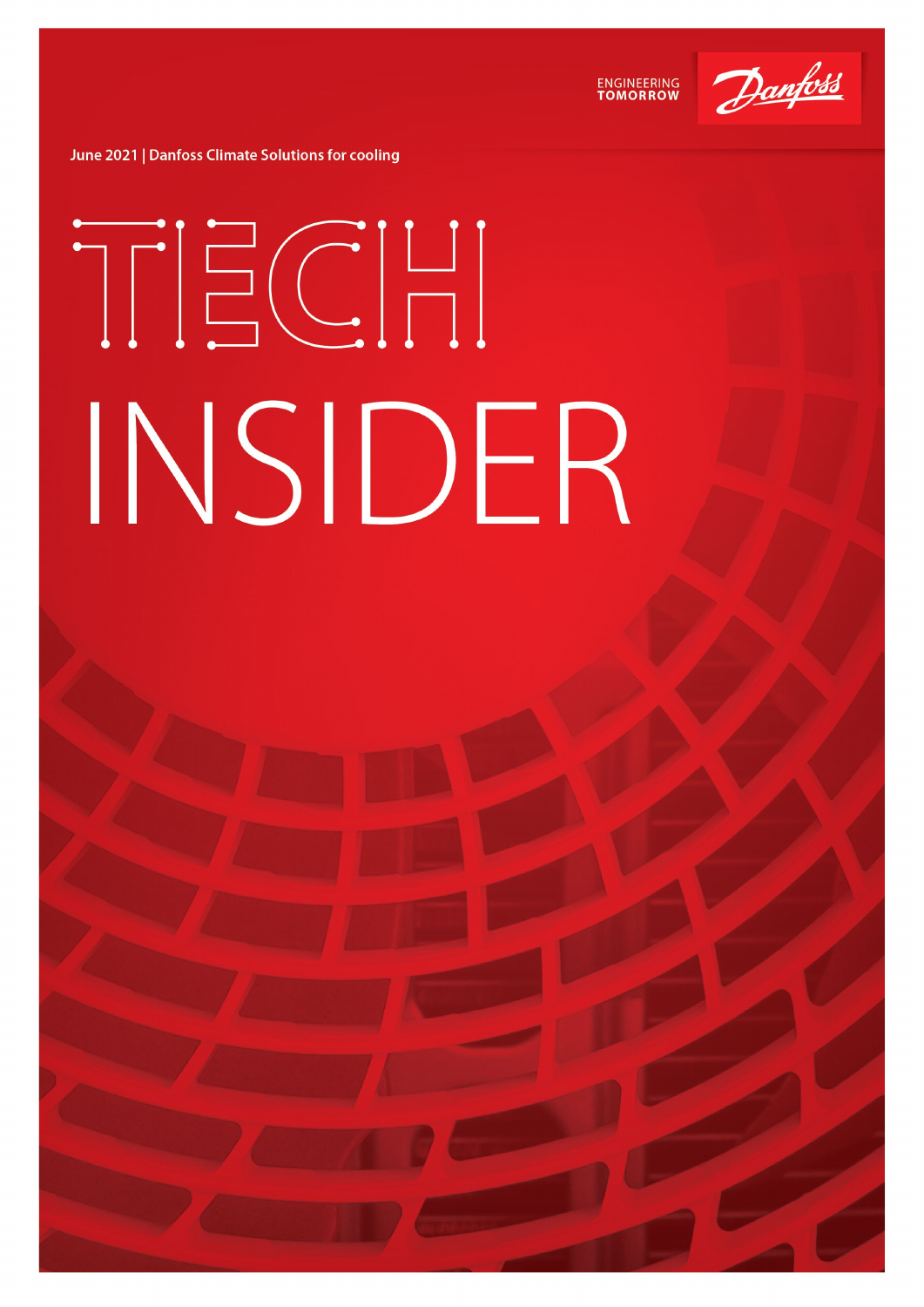ENGINEERING TOMORROW

Danfoss

June 2021 | Danfoss Climate Solutions for cooling

# TECH INSIDER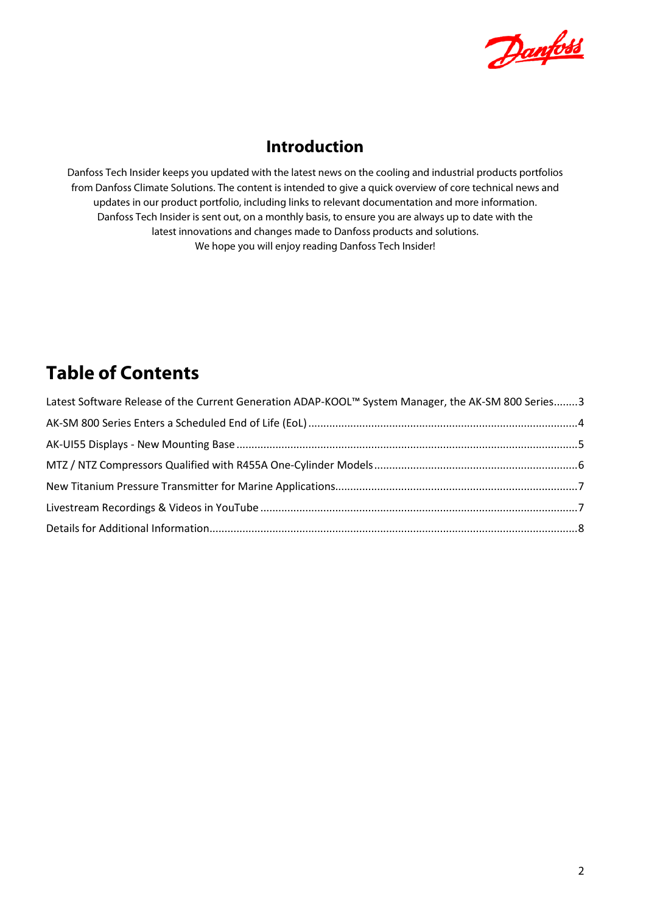## Introduction

Danfoss Tech Insider keeps you updated with the latest news on the cooling and industrial products portfolios from Danfoss Climate Solutions. The content is intended to give a quick overview of core technical news and updates in our product portfolio, including links to relevant documentation and more information. Danfoss Tech Insider is sent out, on a monthly basis, to ensure you are always up to date with the latest innovations and changes made to Danfoss products and solutions.
We hope you will enjoy reading Danfoss Tech Insider!

# Table of Contents

Latest Software Release of the Current Generation ADAP-KOOL™ System Manager, the AK-SM 800 Series........3

AK-SM 800 Series Enters a Scheduled End of Life (EoL)........................................................................................4

AK-UI55 Displays - New Mounting Base...............................................................................................................5

MTZ / NTZ Compressors Qualified with R455A One-Cylinder Models..................................................................6

New Titanium Pressure Transmitter for Marine Applications................................................................................7

Livestream Recordings & Videos in YouTube........................................................................................................7

Details for Additional Information.........................................................................................................................8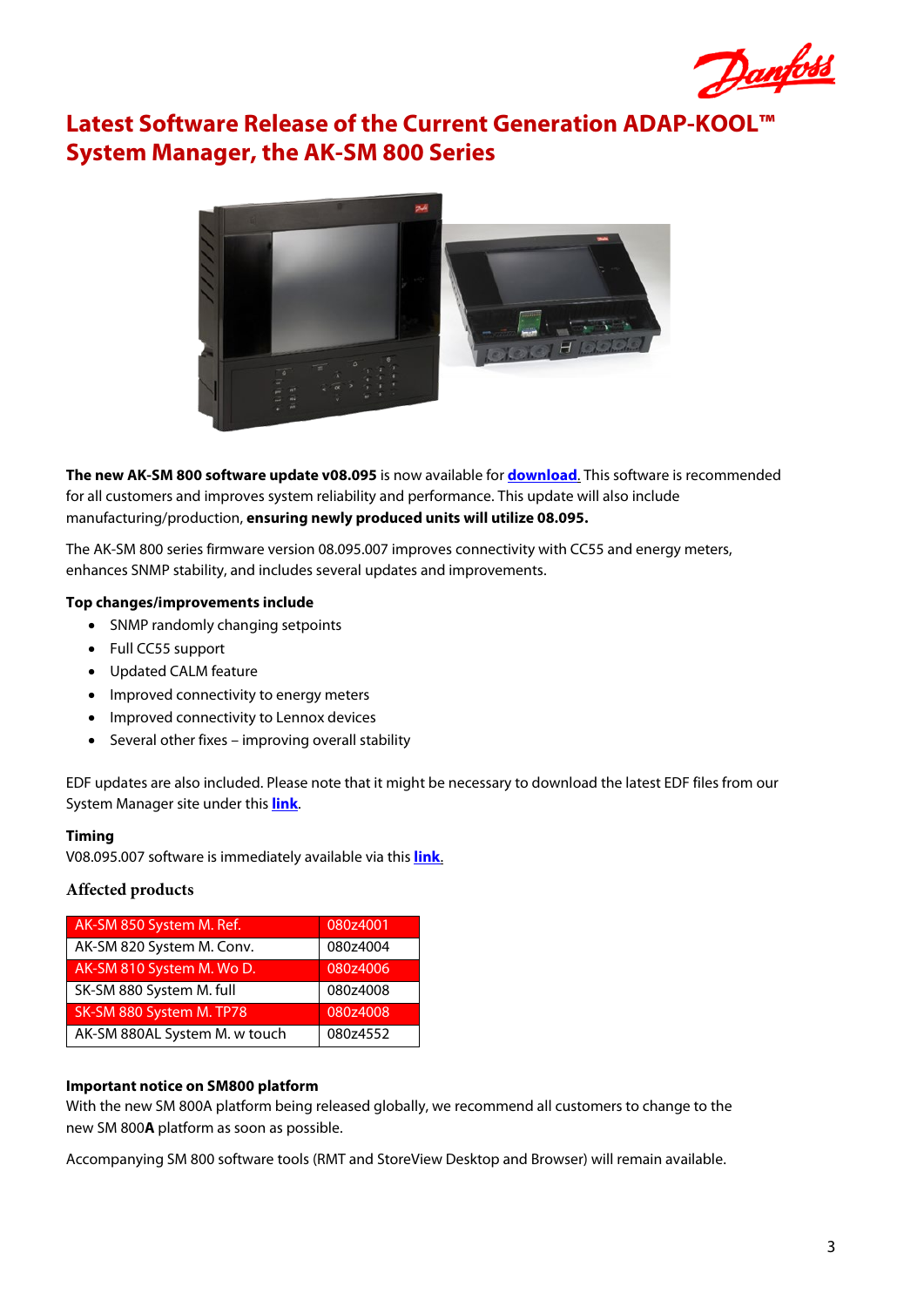# Latest Software Release of the Current Generation ADAP-KOOL™ System Manager, the AK-SM 800 Series

**The new AK-SM 800 software update v08.095** is now available for **download**. This software is recommended for all customers and improves system reliability and performance. This update will also include manufacturing/production, **ensuring newly produced units will utilize 08.095.**

The AK-SM 800 series firmware version 08.095.007 improves connectivity with CC55 and energy meters, enhances SNMP stability, and includes several updates and improvements.

**Top changes/improvements include**

- SNMP randomly changing setpoints
- Full CC55 support
- Updated CALM feature
- Improved connectivity to energy meters
- Improved connectivity to Lennox devices
- Several other fixes – improving overall stability

EDF updates are also included. Please note that it might be necessary to download the latest EDF files from our System Manager site under this **link**.

**Timing**

V08.095.007 software is immediately available via this **link**.

## Affected products

| AK-SM 850 System M. Ref. | 080z4001 |
|---|---|
| AK-SM 820 System M. Conv. | 080z4004 |
| AK-SM 810 System M. Wo D. | 080z4006 |
| SK-SM 880 System M. full | 080z4008 |
| SK-SM 880 System M. TP78 | 080z4008 |
| AK-SM 880AL System M. w touch | 080z4552 |

**Important notice on SM800 platform**

With the new SM 800A platform being released globally, we recommend all customers to change to the new SM 800**A** platform as soon as possible.

Accompanying SM 800 software tools (RMT and StoreView Desktop and Browser) will remain available.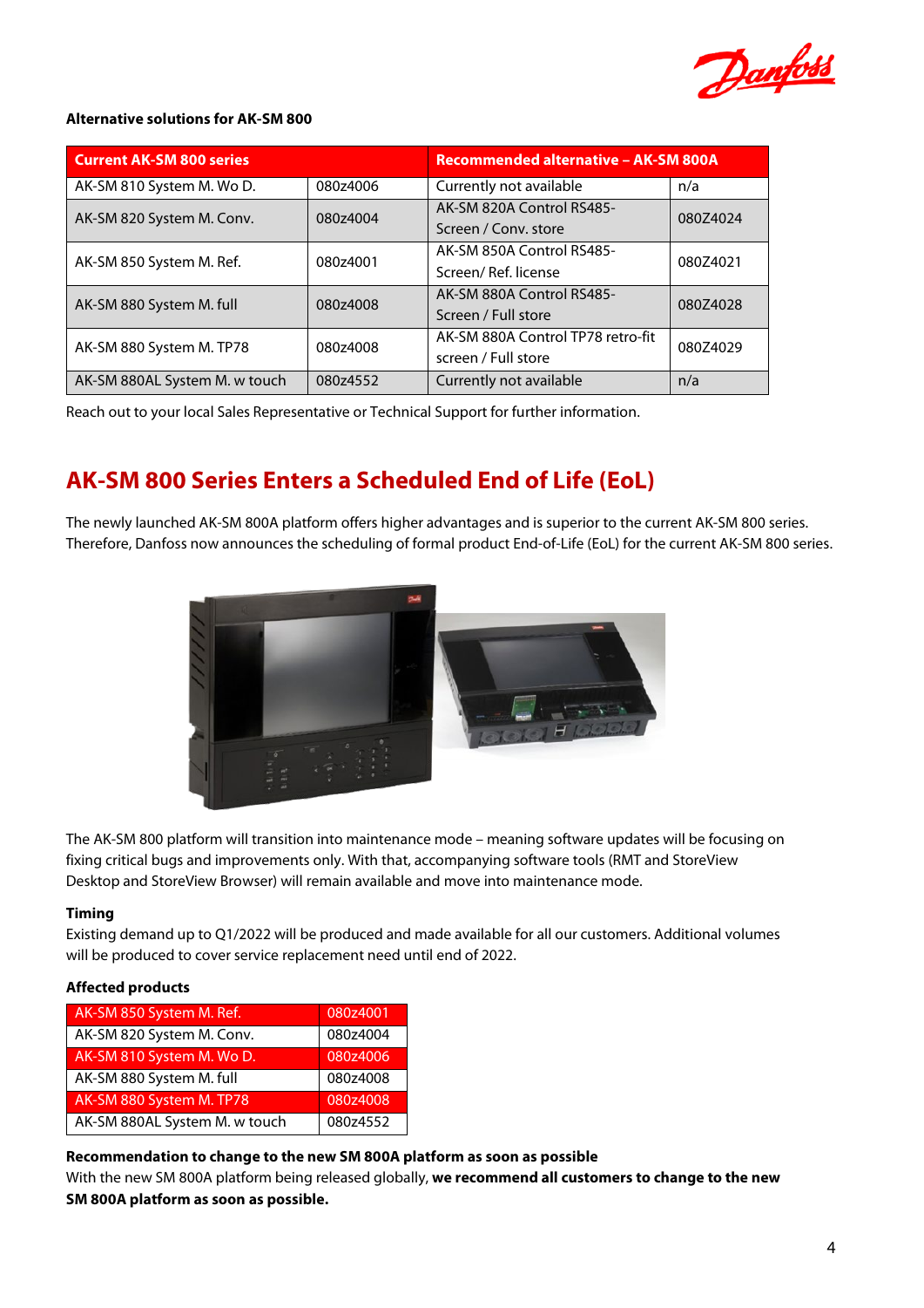**Alternative solutions for AK-SM 800**

| Current AK-SM 800 series | | Recommended alternative – AK-SM 800A | |
|---|---|---|---|
| AK-SM 810 System M. Wo D. | 080z4006 | Currently not available | n/a |
| AK-SM 820 System M. Conv. | 080z4004 | AK-SM 820A Control RS485-Screen / Conv. store | 080Z4024 |
| AK-SM 850 System M. Ref. | 080z4001 | AK-SM 850A Control RS485-Screen/ Ref. license | 080Z4021 |
| AK-SM 880 System M. full | 080z4008 | AK-SM 880A Control RS485-Screen / Full store | 080Z4028 |
| AK-SM 880 System M. TP78 | 080z4008 | AK-SM 880A Control TP78 retro-fit screen / Full store | 080Z4029 |
| AK-SM 880AL System M. w touch | 080z4552 | Currently not available | n/a |

Reach out to your local Sales Representative or Technical Support for further information.

## AK-SM 800 Series Enters a Scheduled End of Life (EoL)

The newly launched AK-SM 800A platform offers higher advantages and is superior to the current AK-SM 800 series. Therefore, Danfoss now announces the scheduling of formal product End-of-Life (EoL) for the current AK-SM 800 series.

The AK-SM 800 platform will transition into maintenance mode – meaning software updates will be focusing on fixing critical bugs and improvements only. With that, accompanying software tools (RMT and StoreView Desktop and StoreView Browser) will remain available and move into maintenance mode.

**Timing**

Existing demand up to Q1/2022 will be produced and made available for all our customers. Additional volumes will be produced to cover service replacement need until end of 2022.

**Affected products**

| Product | Code |
|---|---|
| AK-SM 850 System M. Ref. | 080z4001 |
| AK-SM 820 System M. Conv. | 080z4004 |
| AK-SM 810 System M. Wo D. | 080z4006 |
| AK-SM 880 System M. full | 080z4008 |
| AK-SM 880 System M. TP78 | 080z4008 |
| AK-SM 880AL System M. w touch | 080z4552 |

**Recommendation to change to the new SM 800A platform as soon as possible**

With the new SM 800A platform being released globally, **we recommend all customers to change to the new SM 800A platform as soon as possible.**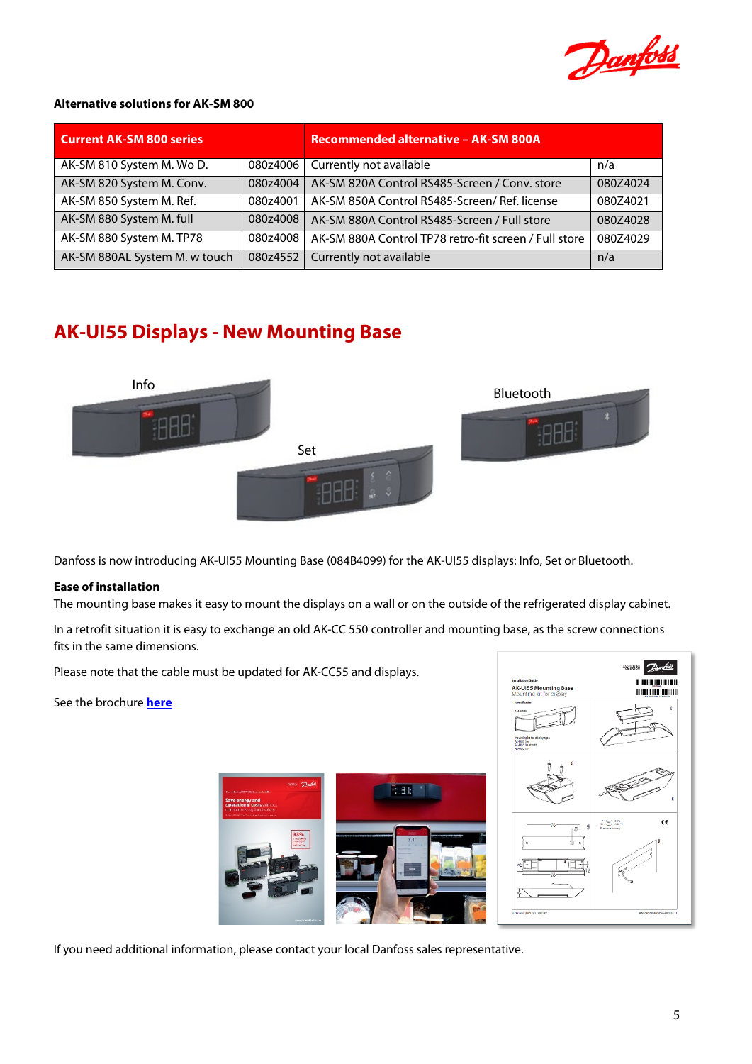**Alternative solutions for AK-SM 800**

| Current AK-SM 800 series | | Recommended alternative – AK-SM 800A | |
|---|---|---|---|
| AK-SM 810 System M. Wo D. | 080z4006 | Currently not available | n/a |
| AK-SM 820 System M. Conv. | 080z4004 | AK-SM 820A Control RS485-Screen / Conv. store | 080Z4024 |
| AK-SM 850 System M. Ref. | 080z4001 | AK-SM 850A Control RS485-Screen/ Ref. license | 080Z4021 |
| AK-SM 880 System M. full | 080z4008 | AK-SM 880A Control RS485-Screen / Full store | 080Z4028 |
| AK-SM 880 System M. TP78 | 080z4008 | AK-SM 880A Control TP78 retro-fit screen / Full store | 080Z4029 |
| AK-SM 880AL System M. w touch | 080z4552 | Currently not available | n/a |

## AK-UI55 Displays - New Mounting Base

Info

Set

Bluetooth

Danfoss is now introducing AK-UI55 Mounting Base (084B4099) for the AK-UI55 displays: Info, Set or Bluetooth.

**Ease of installation**

The mounting base makes it easy to mount the displays on a wall or on the outside of the refrigerated display cabinet.

In a retrofit situation it is easy to exchange an old AK-CC 550 controller and mounting base, as the screw connections fits in the same dimensions.

Please note that the cable must be updated for AK-CC55 and displays.

See the brochure **here**

If you need additional information, please contact your local Danfoss sales representative.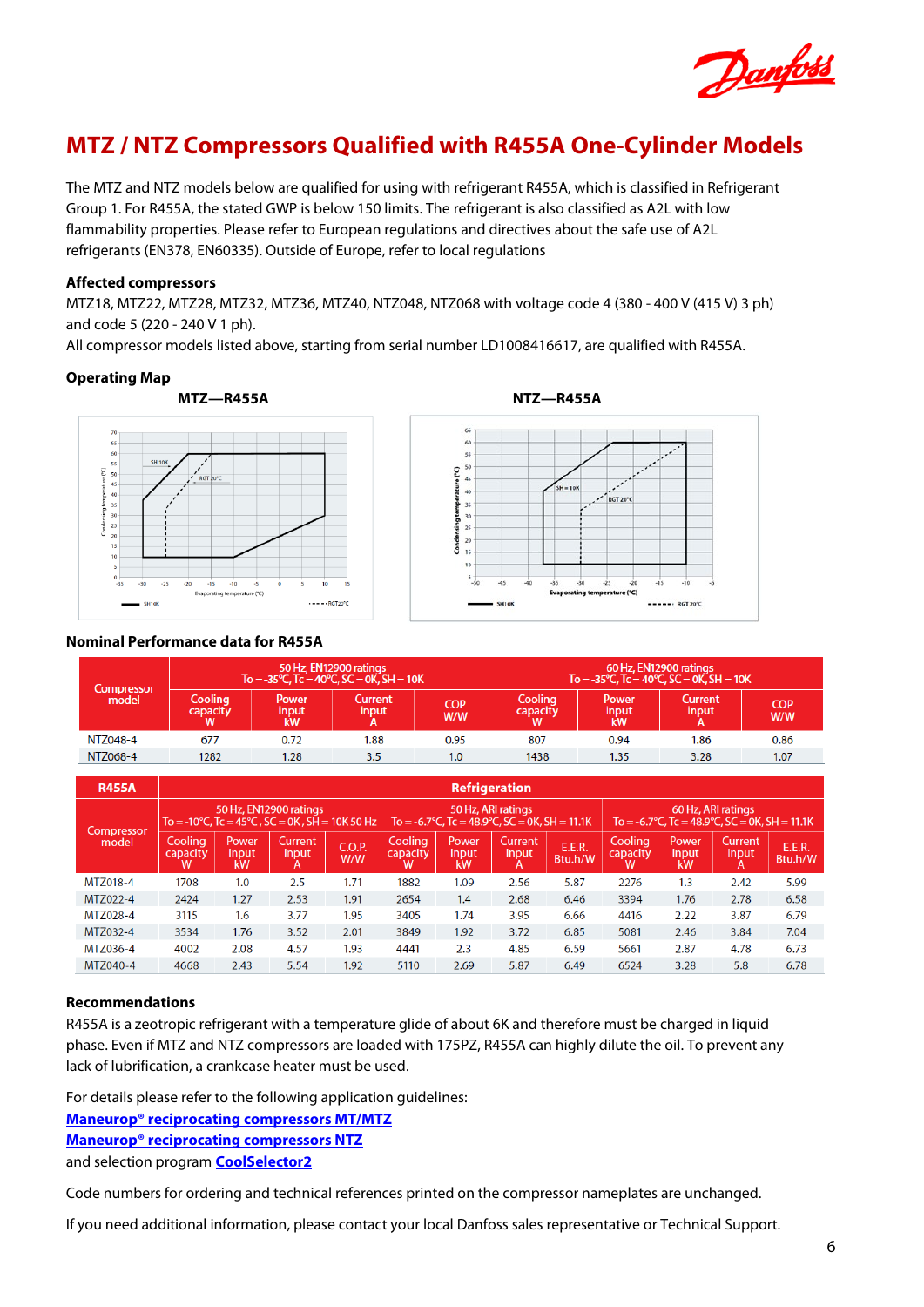# MTZ / NTZ Compressors Qualified with R455A One-Cylinder Models

The MTZ and NTZ models below are qualified for using with refrigerant R455A, which is classified in Refrigerant Group 1. For R455A, the stated GWP is below 150 limits. The refrigerant is also classified as A2L with low flammability properties. Please refer to European regulations and directives about the safe use of A2L refrigerants (EN378, EN60335). Outside of Europe, refer to local regulations

**Affected compressors**

MTZ18, MTZ22, MTZ28, MTZ32, MTZ36, MTZ40, NTZ048, NTZ068 with voltage code 4 (380 - 400 V (415 V) 3 ph) and code 5 (220 - 240 V 1 ph).

All compressor models listed above, starting from serial number LD1008416617, are qualified with R455A.

**Operating Map**

**MTZ—R455A**

**NTZ—R455A**

**Nominal Performance data for R455A**

| Compressor model | 50 Hz, EN12900 ratings To = -35°C, Tc = 40°C, SC = 0K, SH = 10K | | | | 60 Hz, EN12900 ratings To = -35°C, Tc = 40°C, SC = 0K, SH = 10K | | | |
|---|---|---|---|---|---|---|---|---|
| | Cooling capacity W | Power input kW | Current input A | COP W/W | Cooling capacity W | Power input kW | Current input A | COP W/W |
| NTZ048-4 | 677 | 0.72 | 1.88 | 0.95 | 807 | 0.94 | 1.86 | 0.86 |
| NTZ068-4 | 1282 | 1.28 | 3.5 | 1.0 | 1438 | 1.35 | 3.28 | 1.07 |

| R455A | Refrigeration | | | | | | | | | | | |
|---|---|---|---|---|---|---|---|---|---|---|---|---|
| Compressor model | 50 Hz, EN12900 ratings To = -10°C, Tc = 45°C, SC = 0K, SH = 10K 50 Hz | | | | 50 Hz, ARI ratings To = -6.7°C, Tc = 48.9°C, SC = 0K, SH = 11.1K | | | | 60 Hz, ARI ratings To = -6.7°C, Tc = 48.9°C, SC = 0K, SH = 11.1K | | | |
| | Cooling capacity W | Power input kW | Current input A | C.O.P. W/W | Cooling capacity W | Power input kW | Current input A | E.E.R. Btu.h/W | Cooling capacity W | Power input kW | Current input A | E.E.R. Btu.h/W |
| MTZ018-4 | 1708 | 1.0 | 2.5 | 1.71 | 1882 | 1.09 | 2.56 | 5.87 | 2276 | 1.3 | 2.42 | 5.99 |
| MTZ022-4 | 2424 | 1.27 | 2.53 | 1.91 | 2654 | 1.4 | 2.68 | 6.46 | 3394 | 1.76 | 2.78 | 6.58 |
| MTZ028-4 | 3115 | 1.6 | 3.77 | 1.95 | 3405 | 1.74 | 3.95 | 6.66 | 4416 | 2.22 | 3.87 | 6.79 |
| MTZ032-4 | 3534 | 1.76 | 3.52 | 2.01 | 3849 | 1.92 | 3.72 | 6.85 | 5081 | 2.46 | 3.84 | 7.04 |
| MTZ036-4 | 4002 | 2.08 | 4.57 | 1.93 | 4441 | 2.3 | 4.85 | 6.59 | 5661 | 2.87 | 4.78 | 6.73 |
| MTZ040-4 | 4668 | 2.43 | 5.54 | 1.92 | 5110 | 2.69 | 5.87 | 6.49 | 6524 | 3.28 | 5.8 | 6.78 |

**Recommendations**

R455A is a zeotropic refrigerant with a temperature glide of about 6K and therefore must be charged in liquid phase. Even if MTZ and NTZ compressors are loaded with 175PZ, R455A can highly dilute the oil. To prevent any lack of lubrification, a crankcase heater must be used.

For details please refer to the following application guidelines:

**Maneurop® reciprocating compressors MT/MTZ**

**Maneurop® reciprocating compressors NTZ**

and selection program **CoolSelector2**

Code numbers for ordering and technical references printed on the compressor nameplates are unchanged.

If you need additional information, please contact your local Danfoss sales representative or Technical Support.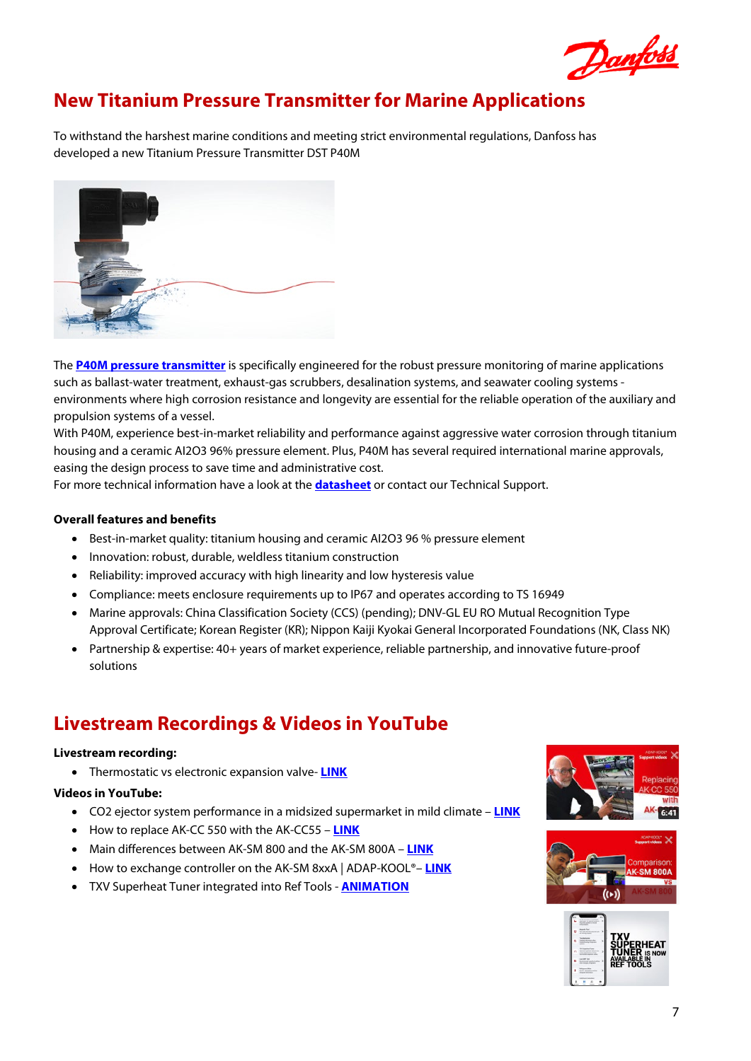## New Titanium Pressure Transmitter for Marine Applications

To withstand the harshest marine conditions and meeting strict environmental regulations, Danfoss has developed a new Titanium Pressure Transmitter DST P40M

The **P40M pressure transmitter** is specifically engineered for the robust pressure monitoring of marine applications such as ballast-water treatment, exhaust-gas scrubbers, desalination systems, and seawater cooling systems - environments where high corrosion resistance and longevity are essential for the reliable operation of the auxiliary and propulsion systems of a vessel.
With P40M, experience best-in-market reliability and performance against aggressive water corrosion through titanium housing and a ceramic Al2O3 96% pressure element. Plus, P40M has several required international marine approvals, easing the design process to save time and administrative cost.
For more technical information have a look at the **datasheet** or contact our Technical Support.

**Overall features and benefits**

- Best-in-market quality: titanium housing and ceramic Al2O3 96 % pressure element
- Innovation: robust, durable, weldless titanium construction
- Reliability: improved accuracy with high linearity and low hysteresis value
- Compliance: meets enclosure requirements up to IP67 and operates according to TS 16949
- Marine approvals: China Classification Society (CCS) (pending); DNV-GL EU RO Mutual Recognition Type Approval Certificate; Korean Register (KR); Nippon Kaiji Kyokai General Incorporated Foundations (NK, Class NK)
- Partnership & expertise: 40+ years of market experience, reliable partnership, and innovative future-proof solutions

## Livestream Recordings & Videos in YouTube

**Livestream recording:**

- Thermostatic vs electronic expansion valve- **LINK**

**Videos in YouTube:**

- CO2 ejector system performance in a midsized supermarket in mild climate – **LINK**
- How to replace AK-CC 550 with the AK-CC55 – **LINK**
- Main differences between AK-SM 800 and the AK-SM 800A – **LINK**
- How to exchange controller on the AK-SM 8xxA | ADAP-KOOL®– **LINK**
- TXV Superheat Tuner integrated into Ref Tools - **ANIMATION**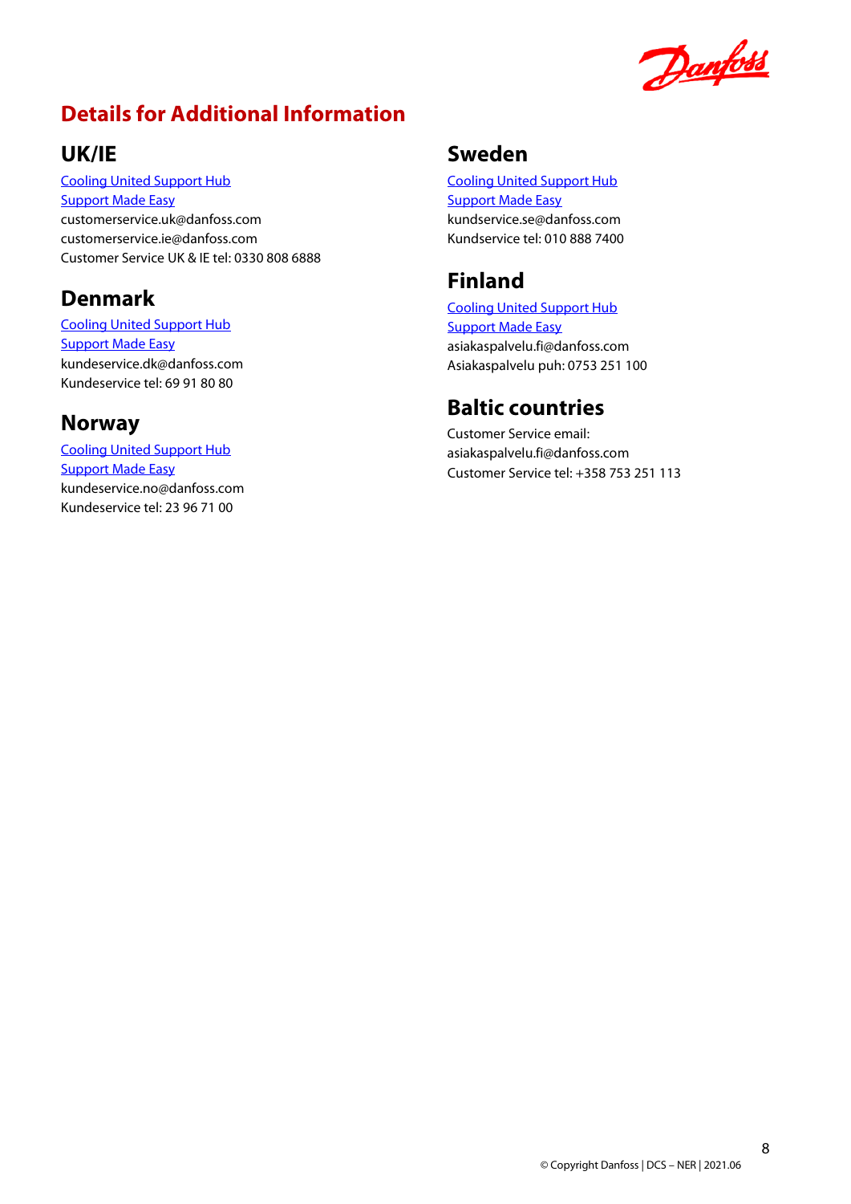# Details for Additional Information

## UK/IE

Cooling United Support Hub
Support Made Easy
customerservice.uk@danfoss.com
customerservice.ie@danfoss.com
Customer Service UK & IE tel: 0330 808 6888

## Denmark

Cooling United Support Hub
Support Made Easy
kundeservice.dk@danfoss.com
Kundeservice tel: 69 91 80 80

## Norway

Cooling United Support Hub
Support Made Easy
kundeservice.no@danfoss.com
Kundeservice tel: 23 96 71 00

## Sweden

Cooling United Support Hub
Support Made Easy
kundservice.se@danfoss.com
Kundservice tel: 010 888 7400

## Finland

Cooling United Support Hub
Support Made Easy
asiakaspalvelu.fi@danfoss.com
Asiakaspalvelu puh: 0753 251 100

## Baltic countries

Customer Service email:
asiakaspalvelu.fi@danfoss.com
Customer Service tel: +358 753 251 113